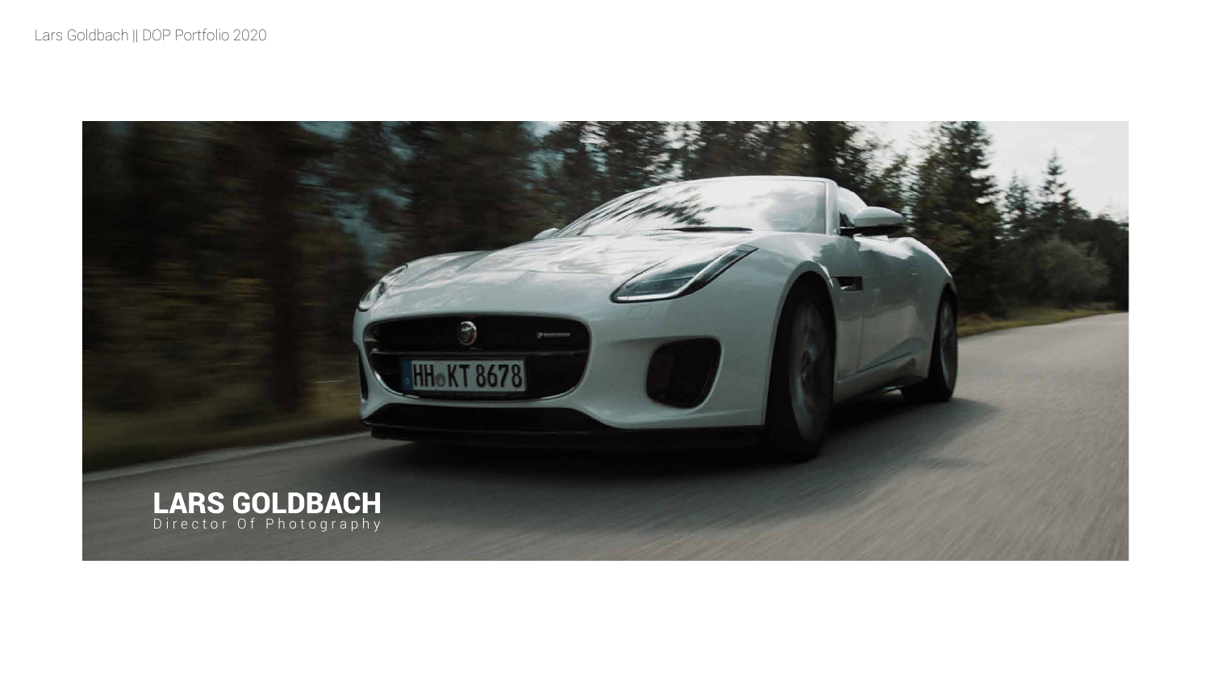Lars Goldbach || DOP Portfolio 2020

# LARS GOLDBACH

Director Of Photography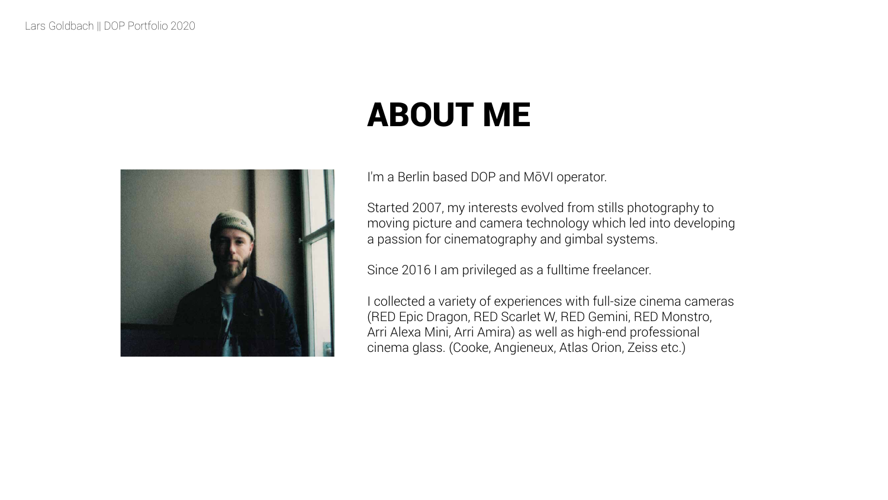# ABOUT ME

I'm a Berlin based DOP and MōVI operator.

Started 2007, my interests evolved from stills photography to moving picture and camera technology which led into developing a passion for cinematography and gimbal systems.

Since 2016 I am privileged as a fulltime freelancer.

I collected a variety of experiences with full-size cinema cameras (RED Epic Dragon, RED Scarlet W, RED Gemini, RED Monstro, Arri Alexa Mini, Arri Amira) as well as high-end professional cinema glass. (Cooke, Angieneux, Atlas Orion, Zeiss etc.)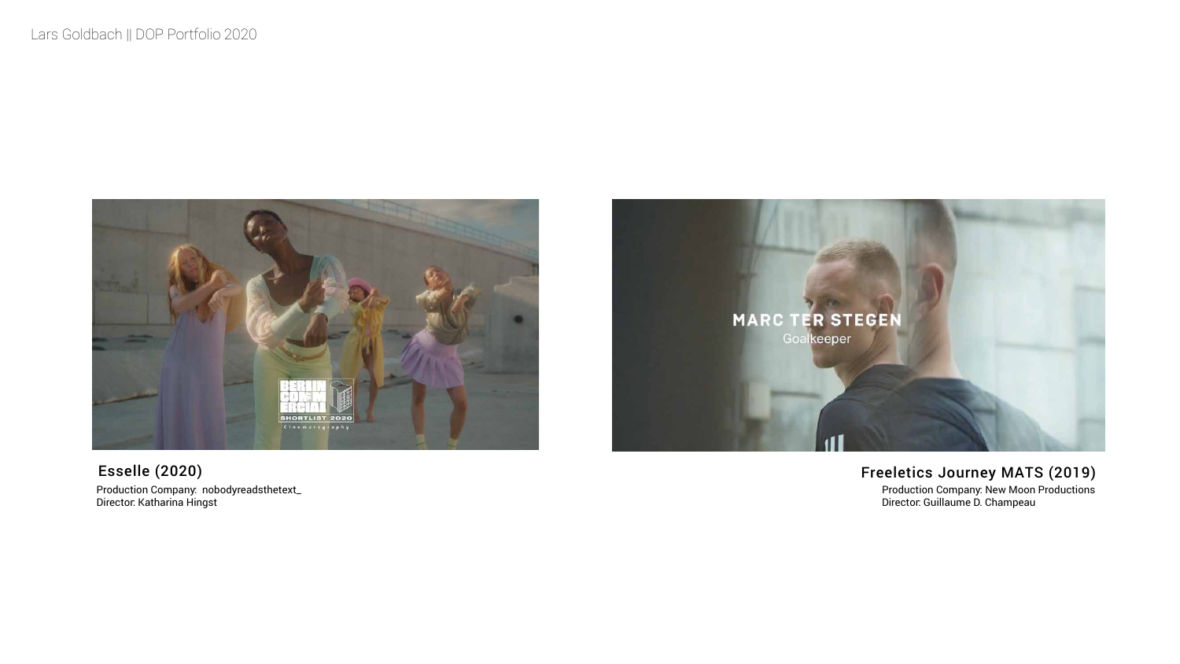Esselle (2020)
Production Company: nobodyreadsthetext_
Director: Katharina Hingst

Freeletics Journey MATS (2019)
Production Company: New Moon Productions
Director: Guillaume D. Champeau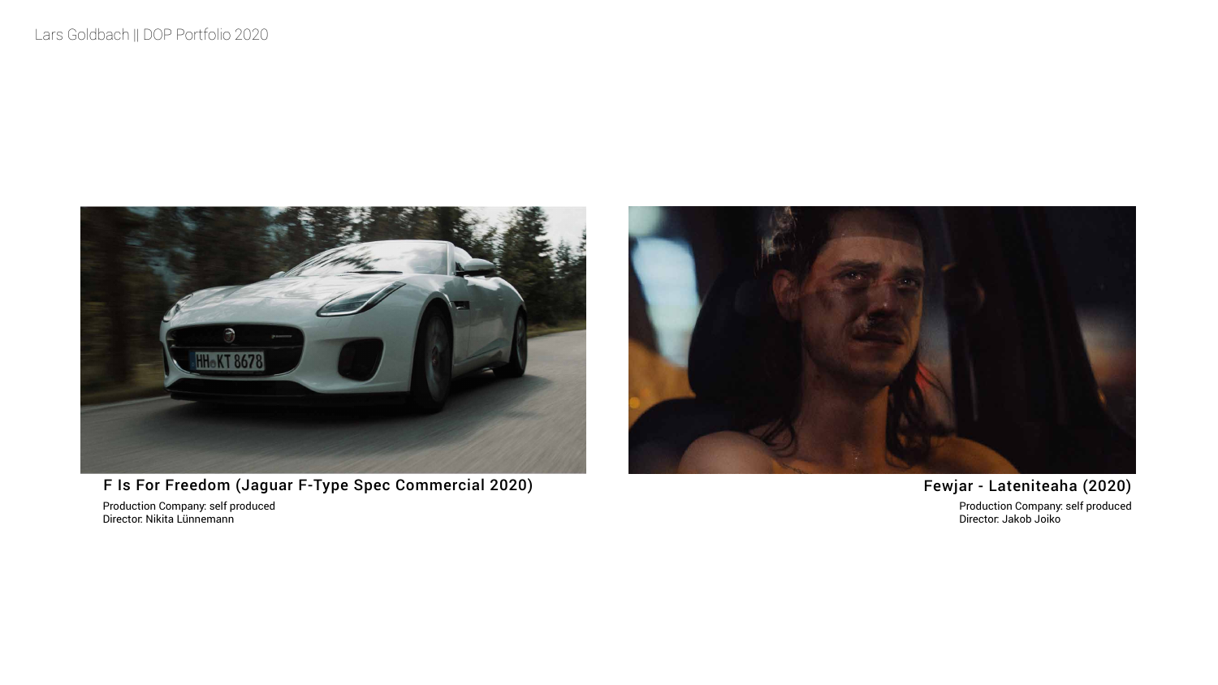## F Is For Freedom (Jaguar F-Type Spec Commercial 2020)

Production Company: self produced
Director: Nikita Lünnemann

## Fewjar - Lateniteaha (2020)

Production Company: self produced
Director: Jakob Joiko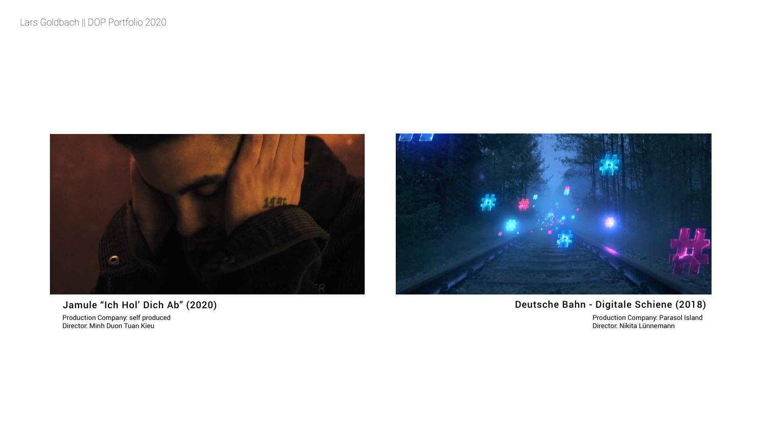### Jamule “Ich Hol’ Dich Ab” (2020)

Production Company: self produced
Director: Minh Duon Tuan Kieu

### Deutsche Bahn - Digitale Schiene (2018)

Production Company: Parasol Island
Director: Nikita Lünnemann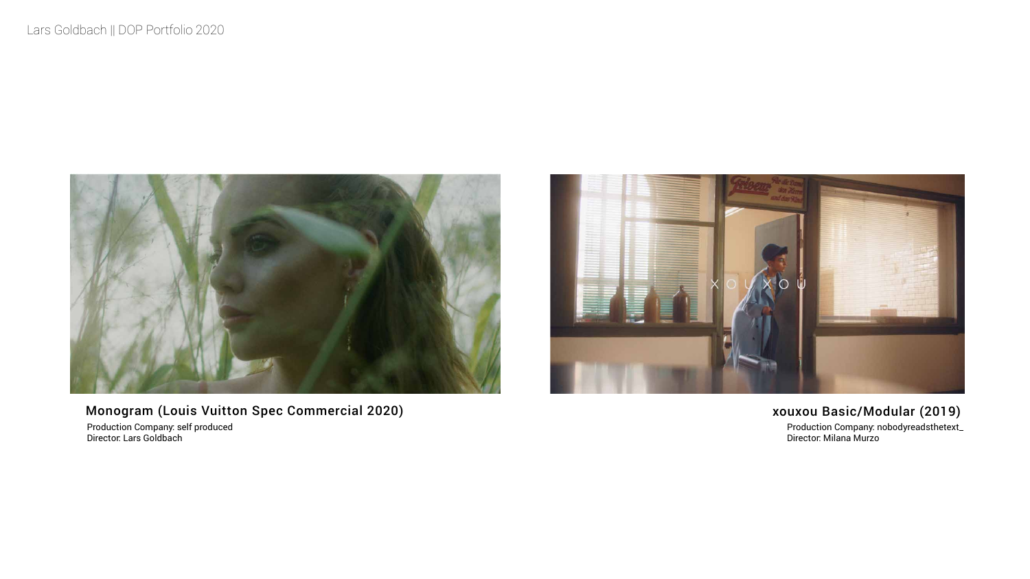Lars Goldbach || DOP Portfolio 2020

### Monogram (Louis Vuitton Spec Commercial 2020)

Production Company: self produced
Director: Lars Goldbach

### xouxou Basic/Modular (2019)

Production Company: nobodyreadsthetext_
Director: Milana Murzo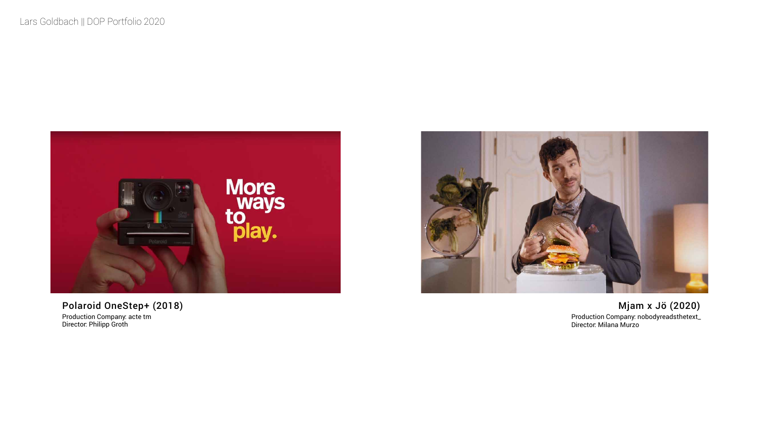**Polaroid OneStep+ (2018)**
Production Company: acte tm
Director: Philipp Groth

**Mjam x Jö (2020)**
Production Company: nobodyreadsthetext_
Director: Milana Murzo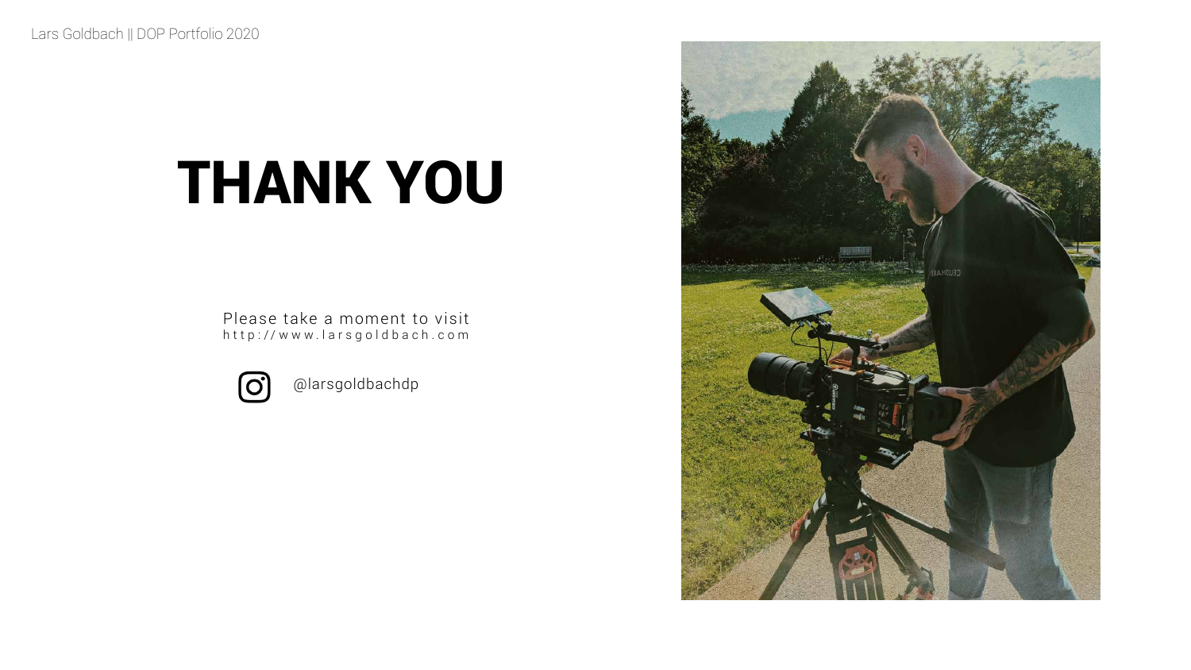# THANK YOU

Please take a moment to visit
http://www.larsgoldbach.com

@larsgoldbachdp